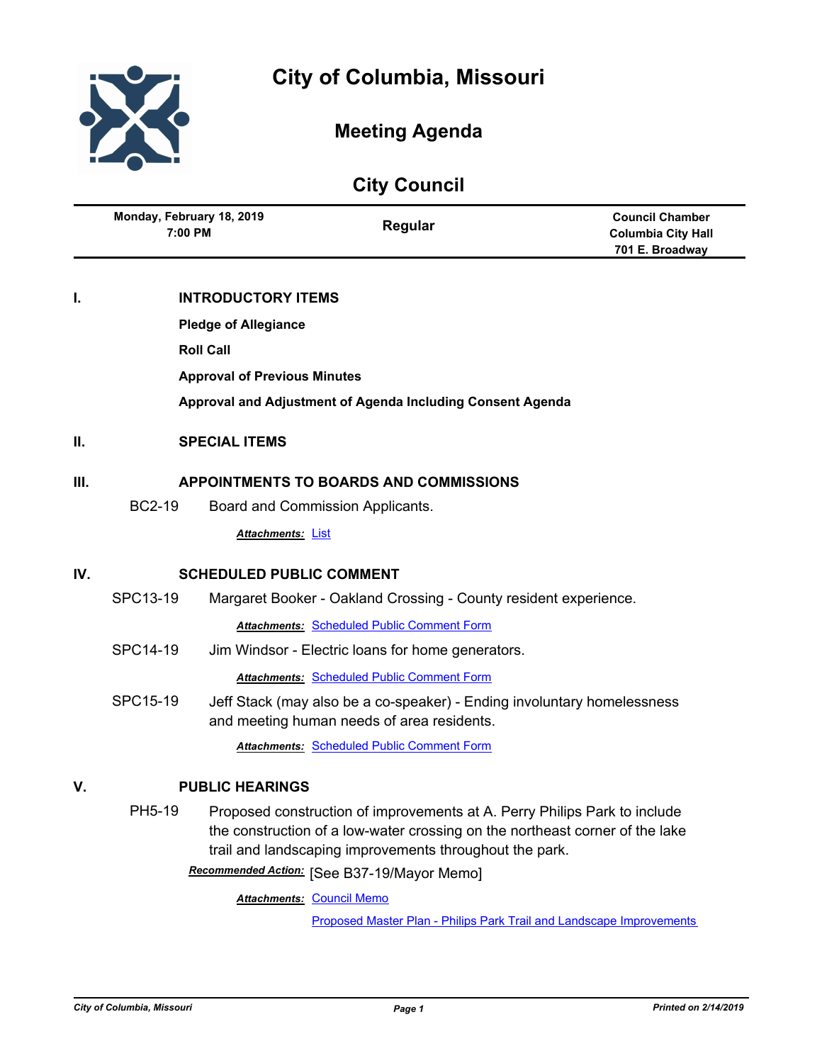# City of Columbia, Missouri

## Meeting Agenda

## City Council

| Monday, February 18, 2019 7:00 PM | Regular | Council Chamber Columbia City Hall 701 E. Broadway |
|---|---|---|

## I. INTRODUCTORY ITEMS

**Pledge of Allegiance**

**Roll Call**

**Approval of Previous Minutes**

**Approval and Adjustment of Agenda Including Consent Agenda**

## II. SPECIAL ITEMS

## III. APPOINTMENTS TO BOARDS AND COMMISSIONS

BC2-19 Board and Commission Applicants.

***Attachments:*** List

## IV. SCHEDULED PUBLIC COMMENT

SPC13-19 Margaret Booker - Oakland Crossing - County resident experience.

***Attachments:*** Scheduled Public Comment Form

SPC14-19 Jim Windsor - Electric loans for home generators.

***Attachments:*** Scheduled Public Comment Form

SPC15-19 Jeff Stack (may also be a co-speaker) - Ending involuntary homelessness and meeting human needs of area residents.

***Attachments:*** Scheduled Public Comment Form

## V. PUBLIC HEARINGS

PH5-19 Proposed construction of improvements at A. Perry Philips Park to include the construction of a low-water crossing on the northeast corner of the lake trail and landscaping improvements throughout the park.

***Recommended Action:*** [See B37-19/Mayor Memo]

***Attachments:*** Council Memo

Proposed Master Plan - Philips Park Trail and Landscape Improvements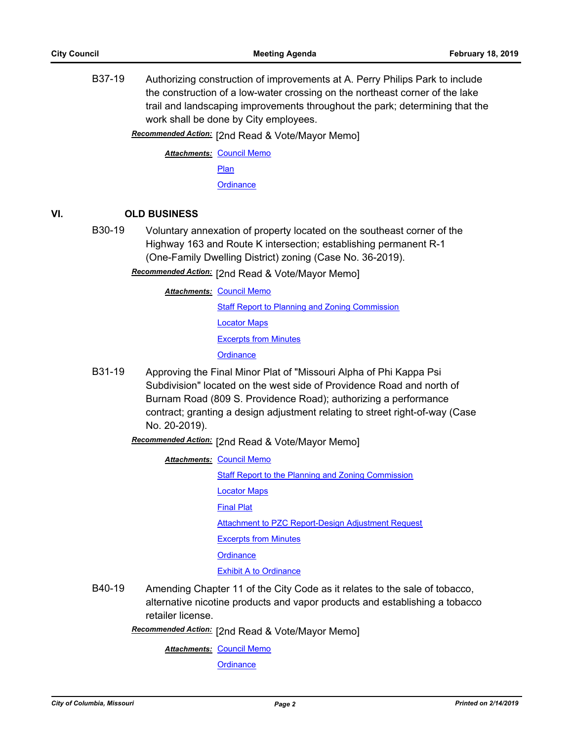B37-19 Authorizing construction of improvements at A. Perry Philips Park to include the construction of a low-water crossing on the northeast corner of the lake trail and landscaping improvements throughout the park; determining that the work shall be done by City employees.

***Recommended Action:*** [2nd Read & Vote/Mayor Memo]

***Attachments:*** Council Memo
Plan
Ordinance

## VI. OLD BUSINESS

B30-19 Voluntary annexation of property located on the southeast corner of the Highway 163 and Route K intersection; establishing permanent R-1 (One-Family Dwelling District) zoning (Case No. 36-2019).

***Recommended Action:*** [2nd Read & Vote/Mayor Memo]

***Attachments:*** Council Memo
Staff Report to Planning and Zoning Commission
Locator Maps
Excerpts from Minutes
Ordinance

B31-19 Approving the Final Minor Plat of "Missouri Alpha of Phi Kappa Psi Subdivision" located on the west side of Providence Road and north of Burnam Road (809 S. Providence Road); authorizing a performance contract; granting a design adjustment relating to street right-of-way (Case No. 20-2019).

***Recommended Action:*** [2nd Read & Vote/Mayor Memo]

***Attachments:*** Council Memo
Staff Report to the Planning and Zoning Commission
Locator Maps
Final Plat
Attachment to PZC Report-Design Adjustment Request
Excerpts from Minutes
Ordinance
Exhibit A to Ordinance

B40-19 Amending Chapter 11 of the City Code as it relates to the sale of tobacco, alternative nicotine products and vapor products and establishing a tobacco retailer license.

***Recommended Action:*** [2nd Read & Vote/Mayor Memo]

***Attachments:*** Council Memo
Ordinance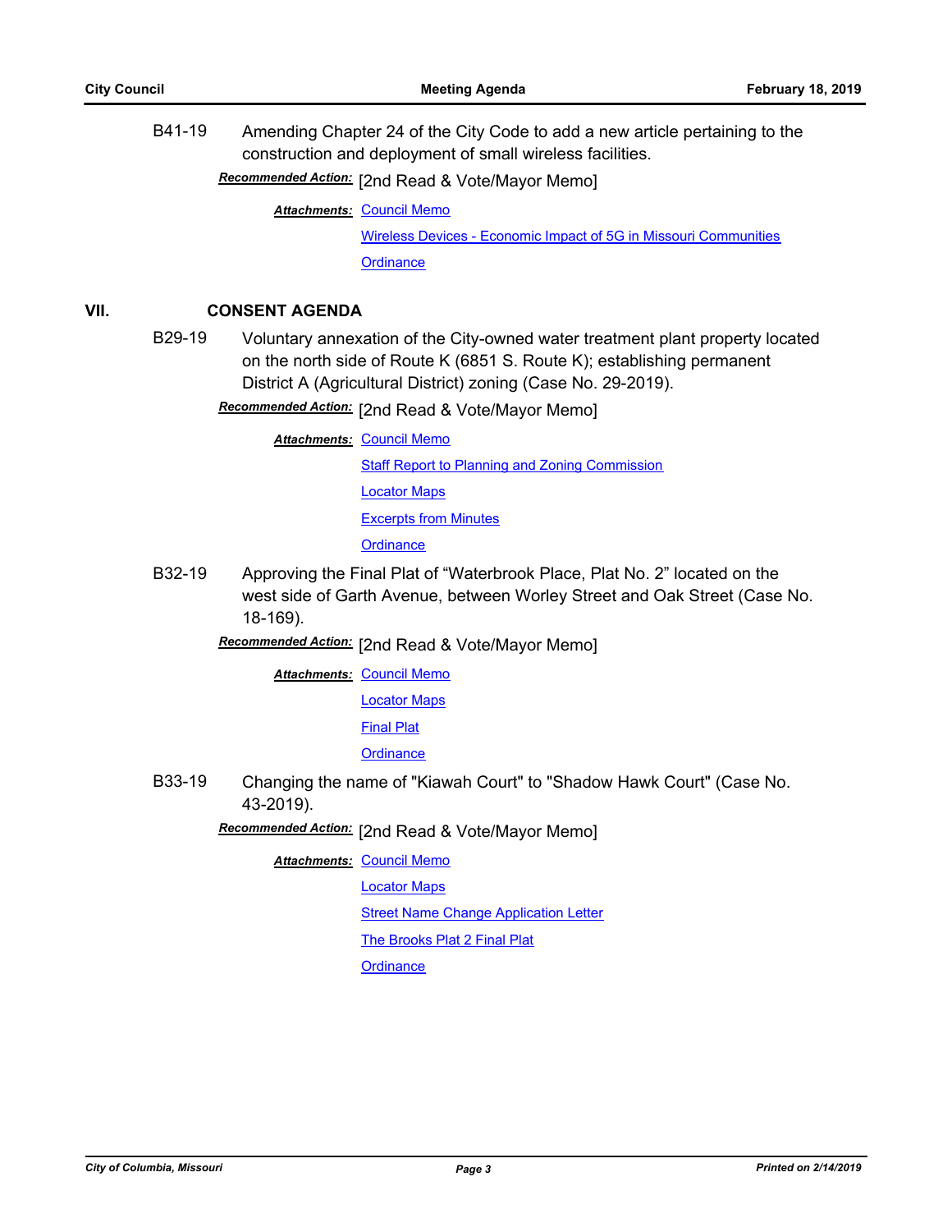B41-19 Amending Chapter 24 of the City Code to add a new article pertaining to the construction and deployment of small wireless facilities.

***Recommended Action:*** [2nd Read & Vote/Mayor Memo]

***Attachments:*** Council Memo

Wireless Devices - Economic Impact of 5G in Missouri Communities

Ordinance

## VII. CONSENT AGENDA

B29-19 Voluntary annexation of the City-owned water treatment plant property located on the north side of Route K (6851 S. Route K); establishing permanent District A (Agricultural District) zoning (Case No. 29-2019).

***Recommended Action:*** [2nd Read & Vote/Mayor Memo]

***Attachments:*** Council Memo

Staff Report to Planning and Zoning Commission

Locator Maps

Excerpts from Minutes

Ordinance

B32-19 Approving the Final Plat of "Waterbrook Place, Plat No. 2" located on the west side of Garth Avenue, between Worley Street and Oak Street (Case No. 18-169).

***Recommended Action:*** [2nd Read & Vote/Mayor Memo]

***Attachments:*** Council Memo

Locator Maps

Final Plat

Ordinance

B33-19 Changing the name of "Kiawah Court" to "Shadow Hawk Court" (Case No. 43-2019).

***Recommended Action:*** [2nd Read & Vote/Mayor Memo]

***Attachments:*** Council Memo

Locator Maps

Street Name Change Application Letter

The Brooks Plat 2 Final Plat

Ordinance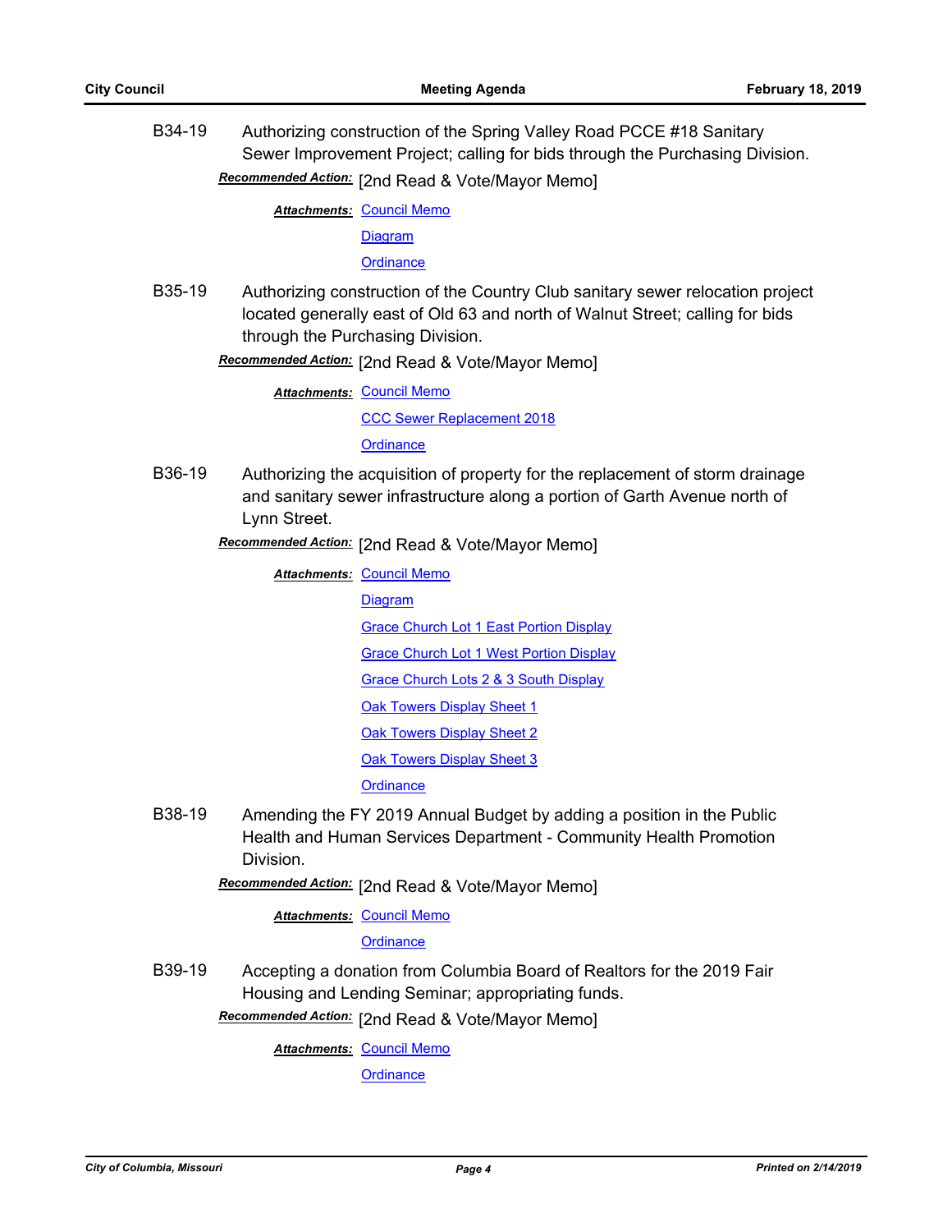**B34-19** Authorizing construction of the Spring Valley Road PCCE #18 Sanitary Sewer Improvement Project; calling for bids through the Purchasing Division.

***Recommended Action:*** [2nd Read & Vote/Mayor Memo]

***Attachments:*** Council Memo
Diagram
Ordinance

**B35-19** Authorizing construction of the Country Club sanitary sewer relocation project located generally east of Old 63 and north of Walnut Street; calling for bids through the Purchasing Division.

***Recommended Action:*** [2nd Read & Vote/Mayor Memo]

***Attachments:*** Council Memo
CCC Sewer Replacement 2018
Ordinance

**B36-19** Authorizing the acquisition of property for the replacement of storm drainage and sanitary sewer infrastructure along a portion of Garth Avenue north of Lynn Street.

***Recommended Action:*** [2nd Read & Vote/Mayor Memo]

***Attachments:*** Council Memo
Diagram
Grace Church Lot 1 East Portion Display
Grace Church Lot 1 West Portion Display
Grace Church Lots 2 & 3 South Display
Oak Towers Display Sheet 1
Oak Towers Display Sheet 2
Oak Towers Display Sheet 3
Ordinance

**B38-19** Amending the FY 2019 Annual Budget by adding a position in the Public Health and Human Services Department - Community Health Promotion Division.

***Recommended Action:*** [2nd Read & Vote/Mayor Memo]

***Attachments:*** Council Memo
Ordinance

**B39-19** Accepting a donation from Columbia Board of Realtors for the 2019 Fair Housing and Lending Seminar; appropriating funds.

***Recommended Action:*** [2nd Read & Vote/Mayor Memo]

***Attachments:*** Council Memo
Ordinance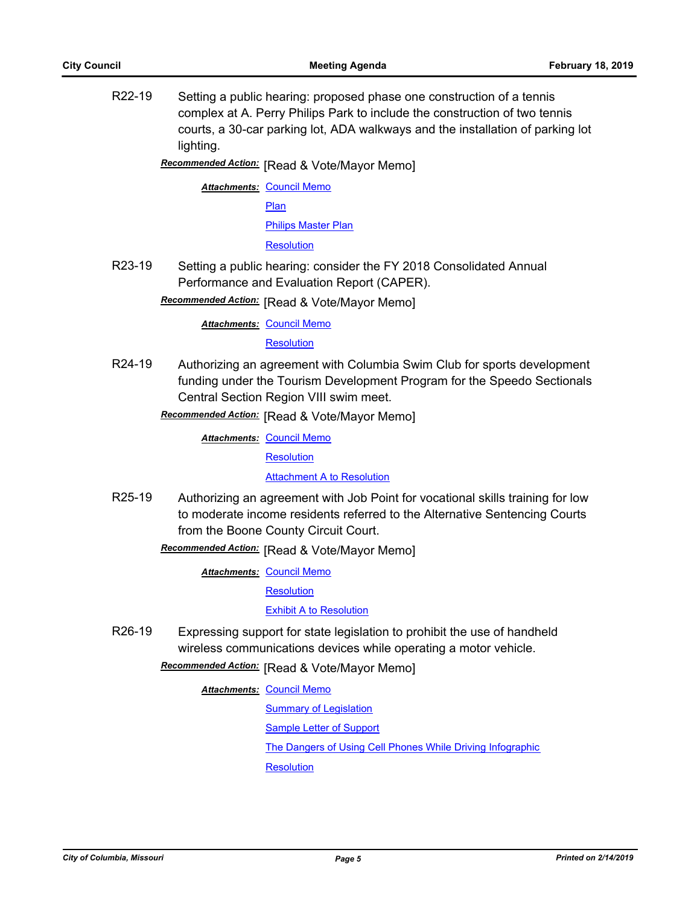**R22-19** Setting a public hearing: proposed phase one construction of a tennis complex at A. Perry Philips Park to include the construction of two tennis courts, a 30-car parking lot, ADA walkways and the installation of parking lot lighting.

***Recommended Action:*** [Read & Vote/Mayor Memo]

***Attachments:*** Council Memo
Plan
Philips Master Plan
Resolution

**R23-19** Setting a public hearing: consider the FY 2018 Consolidated Annual Performance and Evaluation Report (CAPER).

***Recommended Action:*** [Read & Vote/Mayor Memo]

***Attachments:*** Council Memo
Resolution

**R24-19** Authorizing an agreement with Columbia Swim Club for sports development funding under the Tourism Development Program for the Speedo Sectionals Central Section Region VIII swim meet.

***Recommended Action:*** [Read & Vote/Mayor Memo]

***Attachments:*** Council Memo
Resolution
Attachment A to Resolution

**R25-19** Authorizing an agreement with Job Point for vocational skills training for low to moderate income residents referred to the Alternative Sentencing Courts from the Boone County Circuit Court.

***Recommended Action:*** [Read & Vote/Mayor Memo]

***Attachments:*** Council Memo
Resolution
Exhibit A to Resolution

**R26-19** Expressing support for state legislation to prohibit the use of handheld wireless communications devices while operating a motor vehicle.

***Recommended Action:*** [Read & Vote/Mayor Memo]

***Attachments:*** Council Memo
Summary of Legislation
Sample Letter of Support
The Dangers of Using Cell Phones While Driving Infographic
Resolution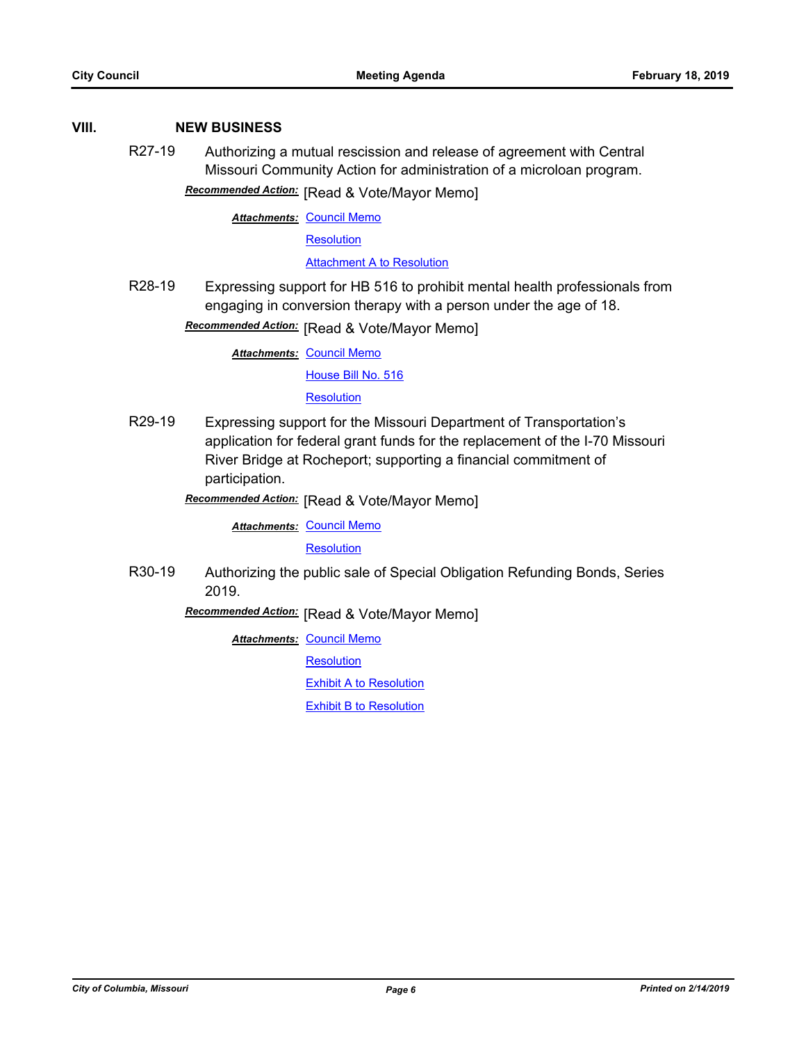## VIII. NEW BUSINESS

**R27-19** Authorizing a mutual rescission and release of agreement with Central Missouri Community Action for administration of a microloan program.

***Recommended Action:*** [Read & Vote/Mayor Memo]

***Attachments:*** Council Memo
Resolution
Attachment A to Resolution

**R28-19** Expressing support for HB 516 to prohibit mental health professionals from engaging in conversion therapy with a person under the age of 18.

***Recommended Action:*** [Read & Vote/Mayor Memo]

***Attachments:*** Council Memo
House Bill No. 516
Resolution

**R29-19** Expressing support for the Missouri Department of Transportation's application for federal grant funds for the replacement of the I-70 Missouri River Bridge at Rocheport; supporting a financial commitment of participation.

***Recommended Action:*** [Read & Vote/Mayor Memo]

***Attachments:*** Council Memo
Resolution

**R30-19** Authorizing the public sale of Special Obligation Refunding Bonds, Series 2019.

***Recommended Action:*** [Read & Vote/Mayor Memo]

***Attachments:*** Council Memo
Resolution
Exhibit A to Resolution
Exhibit B to Resolution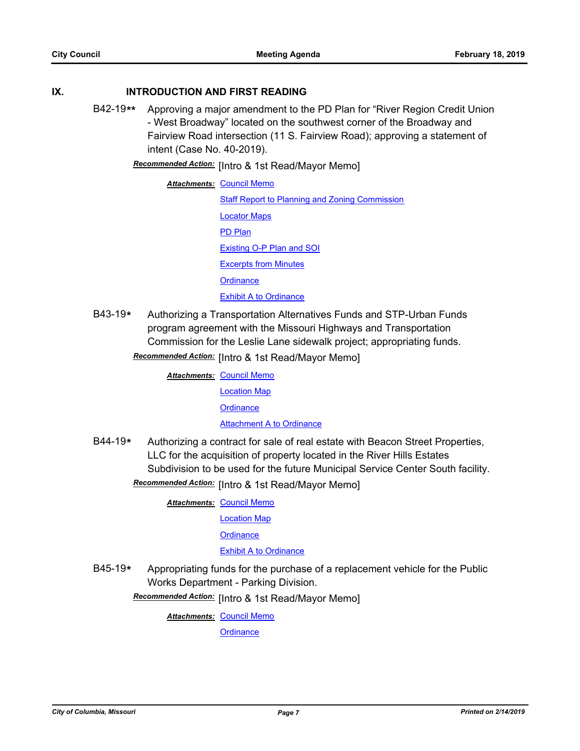## IX. INTRODUCTION AND FIRST READING

**B42-19**** Approving a major amendment to the PD Plan for “River Region Credit Union - West Broadway” located on the southwest corner of the Broadway and Fairview Road intersection (11 S. Fairview Road); approving a statement of intent (Case No. 40-2019).

***Recommended Action:*** [Intro & 1st Read/Mayor Memo]

***Attachments:*** Council Memo
Staff Report to Planning and Zoning Commission
Locator Maps
PD Plan
Existing O-P Plan and SOI
Excerpts from Minutes
Ordinance
Exhibit A to Ordinance

**B43-19*** Authorizing a Transportation Alternatives Funds and STP-Urban Funds program agreement with the Missouri Highways and Transportation Commission for the Leslie Lane sidewalk project; appropriating funds.

***Recommended Action:*** [Intro & 1st Read/Mayor Memo]

***Attachments:*** Council Memo
Location Map
Ordinance
Attachment A to Ordinance

**B44-19*** Authorizing a contract for sale of real estate with Beacon Street Properties, LLC for the acquisition of property located in the River Hills Estates Subdivision to be used for the future Municipal Service Center South facility.

***Recommended Action:*** [Intro & 1st Read/Mayor Memo]

***Attachments:*** Council Memo
Location Map
Ordinance
Exhibit A to Ordinance

**B45-19*** Appropriating funds for the purchase of a replacement vehicle for the Public Works Department - Parking Division.

***Recommended Action:*** [Intro & 1st Read/Mayor Memo]

***Attachments:*** Council Memo
Ordinance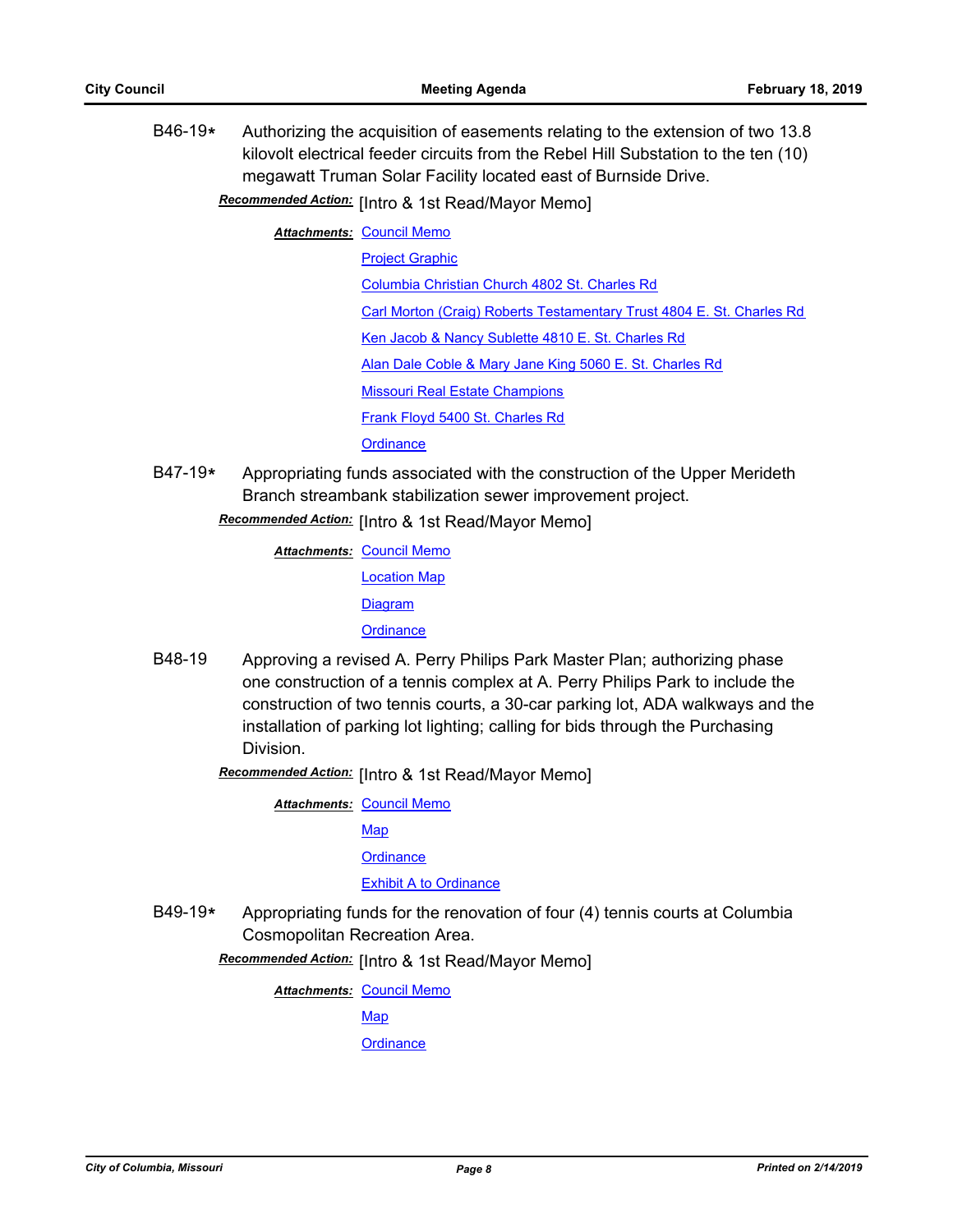**B46-19*** Authorizing the acquisition of easements relating to the extension of two 13.8 kilovolt electrical feeder circuits from the Rebel Hill Substation to the ten (10) megawatt Truman Solar Facility located east of Burnside Drive.

***Recommended Action:*** [Intro & 1st Read/Mayor Memo]

***Attachments:*** Council Memo
Project Graphic
Columbia Christian Church 4802 St. Charles Rd
Carl Morton (Craig) Roberts Testamentary Trust 4804 E. St. Charles Rd
Ken Jacob & Nancy Sublette 4810 E. St. Charles Rd
Alan Dale Coble & Mary Jane King 5060 E. St. Charles Rd
Missouri Real Estate Champions
Frank Floyd 5400 St. Charles Rd
Ordinance

**B47-19*** Appropriating funds associated with the construction of the Upper Merideth Branch streambank stabilization sewer improvement project.

***Recommended Action:*** [Intro & 1st Read/Mayor Memo]

***Attachments:*** Council Memo
Location Map
Diagram
Ordinance

**B48-19** Approving a revised A. Perry Philips Park Master Plan; authorizing phase one construction of a tennis complex at A. Perry Philips Park to include the construction of two tennis courts, a 30-car parking lot, ADA walkways and the installation of parking lot lighting; calling for bids through the Purchasing Division.

***Recommended Action:*** [Intro & 1st Read/Mayor Memo]

***Attachments:*** Council Memo
Map
Ordinance
Exhibit A to Ordinance

**B49-19*** Appropriating funds for the renovation of four (4) tennis courts at Columbia Cosmopolitan Recreation Area.

***Recommended Action:*** [Intro & 1st Read/Mayor Memo]

***Attachments:*** Council Memo
Map
Ordinance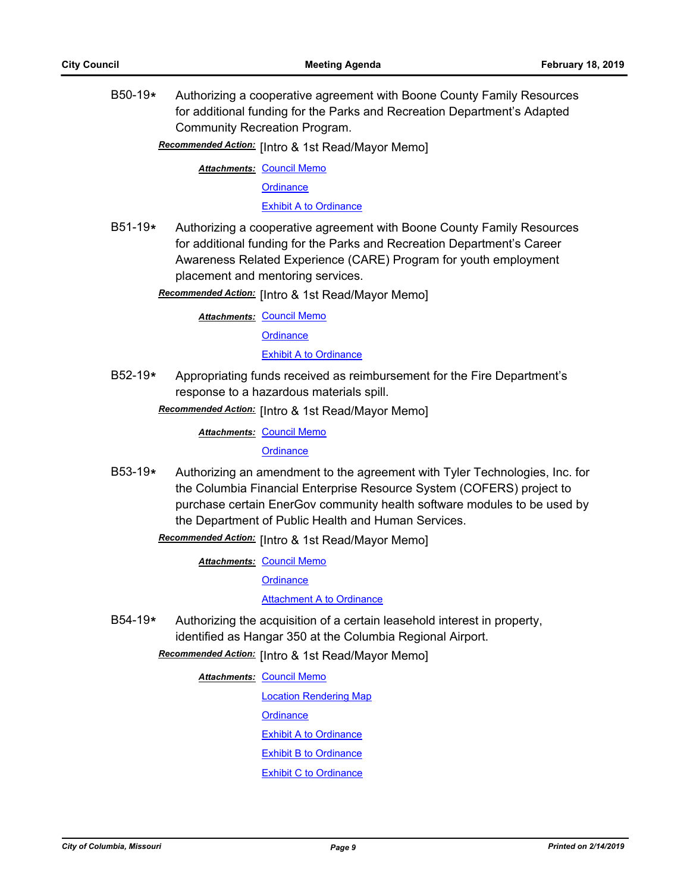**B50-19*** Authorizing a cooperative agreement with Boone County Family Resources for additional funding for the Parks and Recreation Department's Adapted Community Recreation Program.

***Recommended Action:*** [Intro & 1st Read/Mayor Memo]

***Attachments:*** Council Memo
Ordinance
Exhibit A to Ordinance

**B51-19*** Authorizing a cooperative agreement with Boone County Family Resources for additional funding for the Parks and Recreation Department's Career Awareness Related Experience (CARE) Program for youth employment placement and mentoring services.

***Recommended Action:*** [Intro & 1st Read/Mayor Memo]

***Attachments:*** Council Memo
Ordinance
Exhibit A to Ordinance

**B52-19*** Appropriating funds received as reimbursement for the Fire Department's response to a hazardous materials spill.

***Recommended Action:*** [Intro & 1st Read/Mayor Memo]

***Attachments:*** Council Memo
Ordinance

**B53-19*** Authorizing an amendment to the agreement with Tyler Technologies, Inc. for the Columbia Financial Enterprise Resource System (COFERS) project to purchase certain EnerGov community health software modules to be used by the Department of Public Health and Human Services.

***Recommended Action:*** [Intro & 1st Read/Mayor Memo]

***Attachments:*** Council Memo
Ordinance
Attachment A to Ordinance

**B54-19*** Authorizing the acquisition of a certain leasehold interest in property, identified as Hangar 350 at the Columbia Regional Airport.

***Recommended Action:*** [Intro & 1st Read/Mayor Memo]

***Attachments:*** Council Memo
Location Rendering Map
Ordinance
Exhibit A to Ordinance
Exhibit B to Ordinance
Exhibit C to Ordinance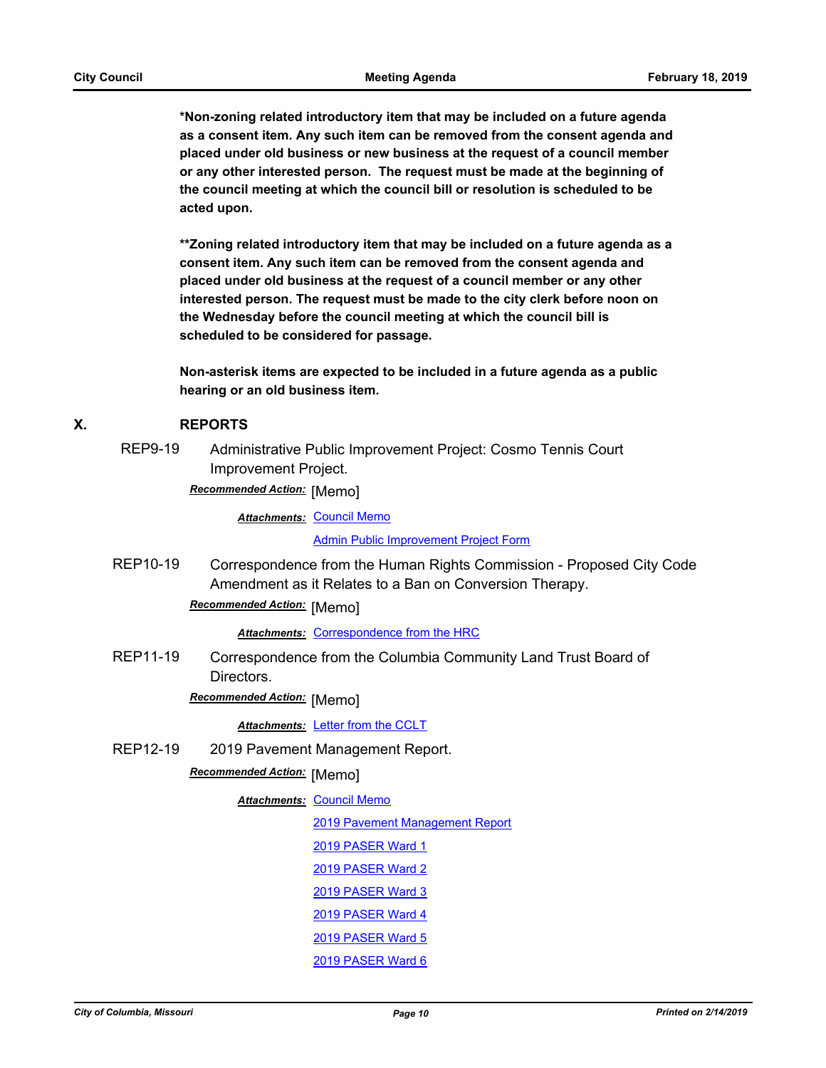**\*Non-zoning related introductory item that may be included on a future agenda as a consent item. Any such item can be removed from the consent agenda and placed under old business or new business at the request of a council member or any other interested person. The request must be made at the beginning of the council meeting at which the council bill or resolution is scheduled to be acted upon.**

**\*\*Zoning related introductory item that may be included on a future agenda as a consent item. Any such item can be removed from the consent agenda and placed under old business at the request of a council member or any other interested person. The request must be made to the city clerk before noon on the Wednesday before the council meeting at which the council bill is scheduled to be considered for passage.**

**Non-asterisk items are expected to be included in a future agenda as a public hearing or an old business item.**

## X. REPORTS

**REP9-19** Administrative Public Improvement Project: Cosmo Tennis Court Improvement Project.

***Recommended Action:*** [Memo]

***Attachments:*** Council Memo
Admin Public Improvement Project Form

**REP10-19** Correspondence from the Human Rights Commission - Proposed City Code Amendment as it Relates to a Ban on Conversion Therapy.

***Recommended Action:*** [Memo]

***Attachments:*** Correspondence from the HRC

**REP11-19** Correspondence from the Columbia Community Land Trust Board of Directors.

***Recommended Action:*** [Memo]

***Attachments:*** Letter from the CCLT

**REP12-19** 2019 Pavement Management Report.

***Recommended Action:*** [Memo]

***Attachments:*** Council Memo
2019 Pavement Management Report
2019 PASER Ward 1
2019 PASER Ward 2
2019 PASER Ward 3
2019 PASER Ward 4
2019 PASER Ward 5
2019 PASER Ward 6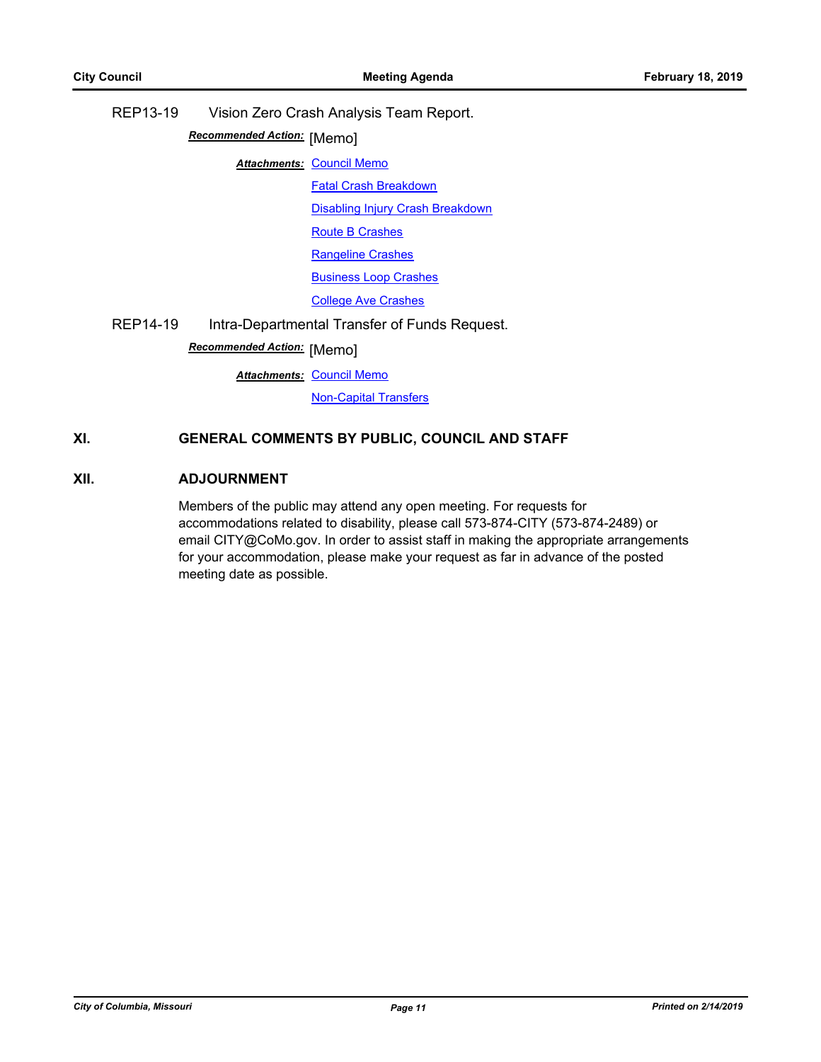REP13-19 Vision Zero Crash Analysis Team Report.

***Recommended Action:*** [Memo]

***Attachments:*** Council Memo

Fatal Crash Breakdown

Disabling Injury Crash Breakdown

Route B Crashes

Rangeline Crashes

Business Loop Crashes

College Ave Crashes

REP14-19 Intra-Departmental Transfer of Funds Request.

***Recommended Action:*** [Memo]

***Attachments:*** Council Memo

Non-Capital Transfers

## XI. GENERAL COMMENTS BY PUBLIC, COUNCIL AND STAFF

## XII. ADJOURNMENT

Members of the public may attend any open meeting. For requests for accommodations related to disability, please call 573-874-CITY (573-874-2489) or email CITY@CoMo.gov. In order to assist staff in making the appropriate arrangements for your accommodation, please make your request as far in advance of the posted meeting date as possible.